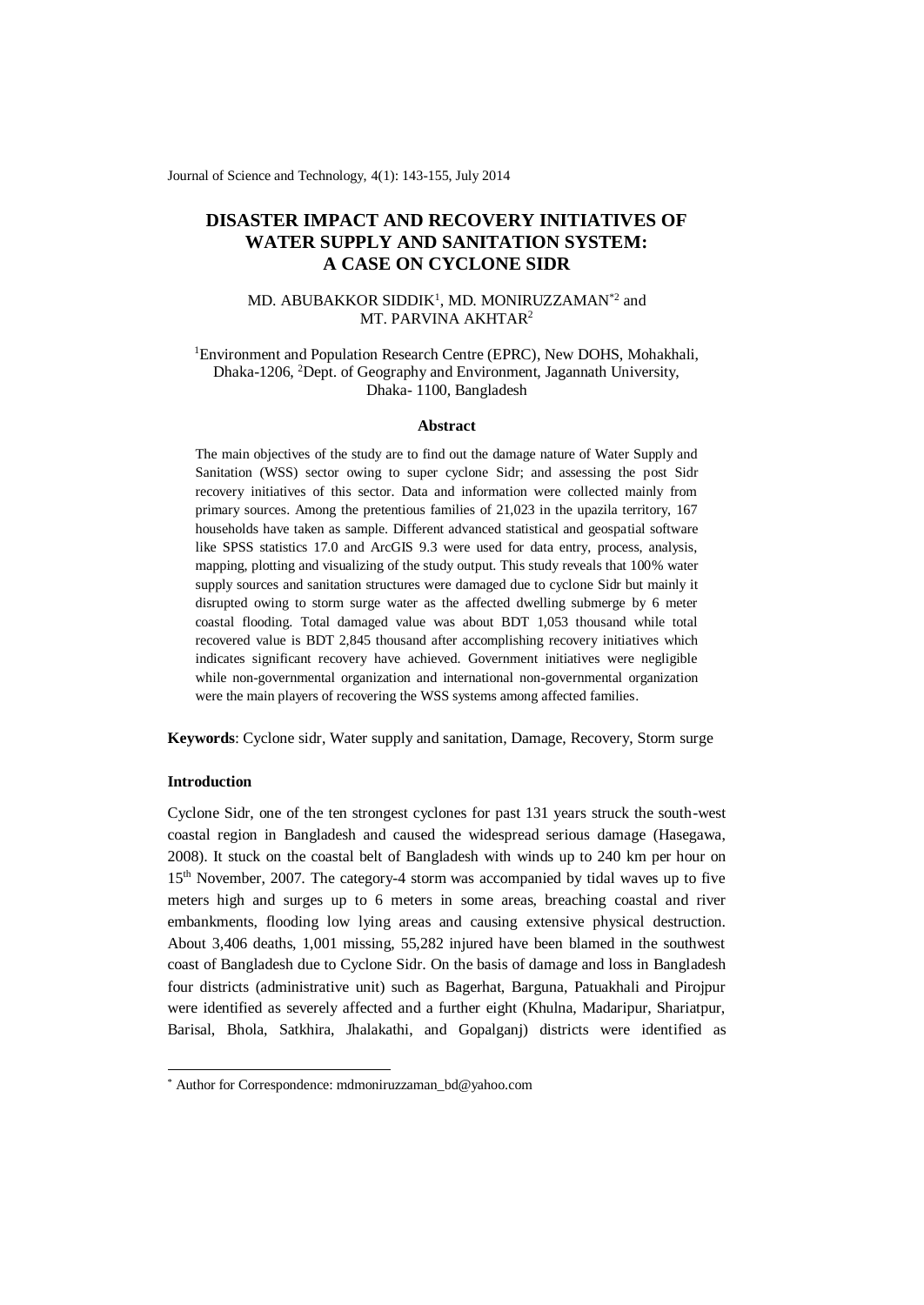# DISASTER IMPACT AND RECOVERY INITIATIVES OF WATER SUPPLY AND SANITATION SYSTEM: A CASE ON CYCLONE SIDR

MD. ABUBAKKOR SIDDIK[1], MD. MONIRUZZAMAN[*2] and MT. PARVINA AKHTAR[2]

[1]Environment and Population Research Centre (EPRC), New DOHS, Mohakhali, Dhaka-1206, [2]Dept. of Geography and Environment, Jagannath University, Dhaka- 1100, Bangladesh

### Abstract

The main objectives of the study are to find out the damage nature of Water Supply and Sanitation (WSS) sector owing to super cyclone Sidr; and assessing the post Sidr recovery initiatives of this sector. Data and information were collected mainly from primary sources. Among the pretentious families of 21,023 in the upazila territory, 167 households have taken as sample. Different advanced statistical and geospatial software like SPSS statistics 17.0 and ArcGIS 9.3 were used for data entry, process, analysis, mapping, plotting and visualizing of the study output. This study reveals that 100% water supply sources and sanitation structures were damaged due to cyclone Sidr but mainly it disrupted owing to storm surge water as the affected dwelling submerge by 6 meter coastal flooding. Total damaged value was about BDT 1,053 thousand while total recovered value is BDT 2,845 thousand after accomplishing recovery initiatives which indicates significant recovery have achieved. Government initiatives were negligible while non-governmental organization and international non-governmental organization were the main players of recovering the WSS systems among affected families.

**Keywords**: Cyclone sidr, Water supply and sanitation, Damage, Recovery, Storm surge

### Introduction

Cyclone Sidr, one of the ten strongest cyclones for past 131 years struck the south-west coastal region in Bangladesh and caused the widespread serious damage (Hasegawa, 2008). It stuck on the coastal belt of Bangladesh with winds up to 240 km per hour on 15th November, 2007. The category-4 storm was accompanied by tidal waves up to five meters high and surges up to 6 meters in some areas, breaching coastal and river embankments, flooding low lying areas and causing extensive physical destruction. About 3,406 deaths, 1,001 missing, 55,282 injured have been blamed in the southwest coast of Bangladesh due to Cyclone Sidr. On the basis of damage and loss in Bangladesh four districts (administrative unit) such as Bagerhat, Barguna, Patuakhali and Pirojpur were identified as severely affected and a further eight (Khulna, Madaripur, Shariatpur, Barisal, Bhola, Satkhira, Jhalakathi, and Gopalganj) districts were identified as

[*] Author for Correspondence: mdmoniruzzaman_bd@yahoo.com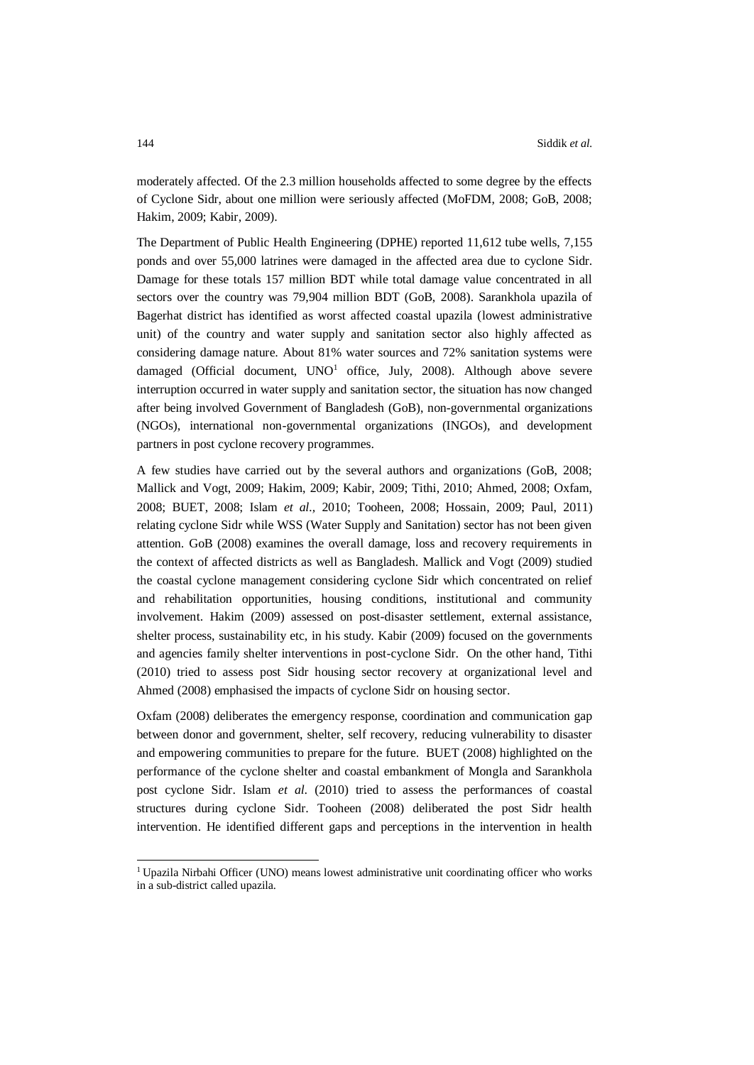moderately affected. Of the 2.3 million households affected to some degree by the effects of Cyclone Sidr, about one million were seriously affected (MoFDM, 2008; GoB, 2008; Hakim, 2009; Kabir, 2009).

The Department of Public Health Engineering (DPHE) reported 11,612 tube wells, 7,155 ponds and over 55,000 latrines were damaged in the affected area due to cyclone Sidr. Damage for these totals 157 million BDT while total damage value concentrated in all sectors over the country was 79,904 million BDT (GoB, 2008). Sarankhola upazila of Bagerhat district has identified as worst affected coastal upazila (lowest administrative unit) of the country and water supply and sanitation sector also highly affected as considering damage nature. About 81% water sources and 72% sanitation systems were damaged (Official document, UNO[1] office, July, 2008). Although above severe interruption occurred in water supply and sanitation sector, the situation has now changed after being involved Government of Bangladesh (GoB), non-governmental organizations (NGOs), international non-governmental organizations (INGOs), and development partners in post cyclone recovery programmes.

A few studies have carried out by the several authors and organizations (GoB, 2008; Mallick and Vogt, 2009; Hakim, 2009; Kabir, 2009; Tithi, 2010; Ahmed, 2008; Oxfam, 2008; BUET, 2008; Islam *et al.*, 2010; Tooheen, 2008; Hossain, 2009; Paul, 2011) relating cyclone Sidr while WSS (Water Supply and Sanitation) sector has not been given attention. GoB (2008) examines the overall damage, loss and recovery requirements in the context of affected districts as well as Bangladesh. Mallick and Vogt (2009) studied the coastal cyclone management considering cyclone Sidr which concentrated on relief and rehabilitation opportunities, housing conditions, institutional and community involvement. Hakim (2009) assessed on post-disaster settlement, external assistance, shelter process, sustainability etc, in his study. Kabir (2009) focused on the governments and agencies family shelter interventions in post-cyclone Sidr. On the other hand, Tithi (2010) tried to assess post Sidr housing sector recovery at organizational level and Ahmed (2008) emphasised the impacts of cyclone Sidr on housing sector.

Oxfam (2008) deliberates the emergency response, coordination and communication gap between donor and government, shelter, self recovery, reducing vulnerability to disaster and empowering communities to prepare for the future. BUET (2008) highlighted on the performance of the cyclone shelter and coastal embankment of Mongla and Sarankhola post cyclone Sidr. Islam *et al.* (2010) tried to assess the performances of coastal structures during cyclone Sidr. Tooheen (2008) deliberated the post Sidr health intervention. He identified different gaps and perceptions in the intervention in health

[1] Upazila Nirbahi Officer (UNO) means lowest administrative unit coordinating officer who works in a sub-district called upazila.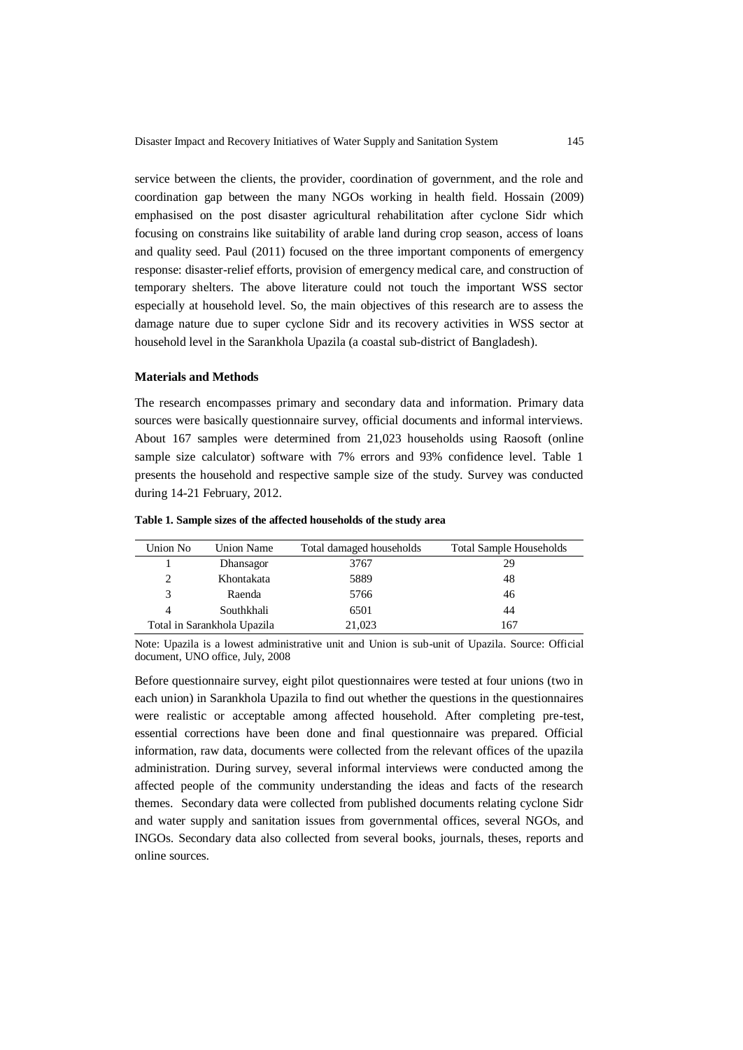service between the clients, the provider, coordination of government, and the role and coordination gap between the many NGOs working in health field. Hossain (2009) emphasised on the post disaster agricultural rehabilitation after cyclone Sidr which focusing on constrains like suitability of arable land during crop season, access of loans and quality seed. Paul (2011) focused on the three important components of emergency response: disaster-relief efforts, provision of emergency medical care, and construction of temporary shelters. The above literature could not touch the important WSS sector especially at household level. So, the main objectives of this research are to assess the damage nature due to super cyclone Sidr and its recovery activities in WSS sector at household level in the Sarankhola Upazila (a coastal sub-district of Bangladesh).

## Materials and Methods

The research encompasses primary and secondary data and information. Primary data sources were basically questionnaire survey, official documents and informal interviews. About 167 samples were determined from 21,023 households using Raosoft (online sample size calculator) software with 7% errors and 93% confidence level. Table 1 presents the household and respective sample size of the study. Survey was conducted during 14-21 February, 2012.

**Table 1. Sample sizes of the affected households of the study area**

| Union No | Union Name | Total damaged households | Total Sample Households |
|---|---|---|---|
| 1 | Dhansagor | 3767 | 29 |
| 2 | Khontakata | 5889 | 48 |
| 3 | Raenda | 5766 | 46 |
| 4 | Southkhali | 6501 | 44 |
| Total in Sarankhola Upazila | | 21,023 | 167 |

Note: Upazila is a lowest administrative unit and Union is sub-unit of Upazila. Source: Official document, UNO office, July, 2008

Before questionnaire survey, eight pilot questionnaires were tested at four unions (two in each union) in Sarankhola Upazila to find out whether the questions in the questionnaires were realistic or acceptable among affected household. After completing pre-test, essential corrections have been done and final questionnaire was prepared. Official information, raw data, documents were collected from the relevant offices of the upazila administration. During survey, several informal interviews were conducted among the affected people of the community understanding the ideas and facts of the research themes. Secondary data were collected from published documents relating cyclone Sidr and water supply and sanitation issues from governmental offices, several NGOs, and INGOs. Secondary data also collected from several books, journals, theses, reports and online sources.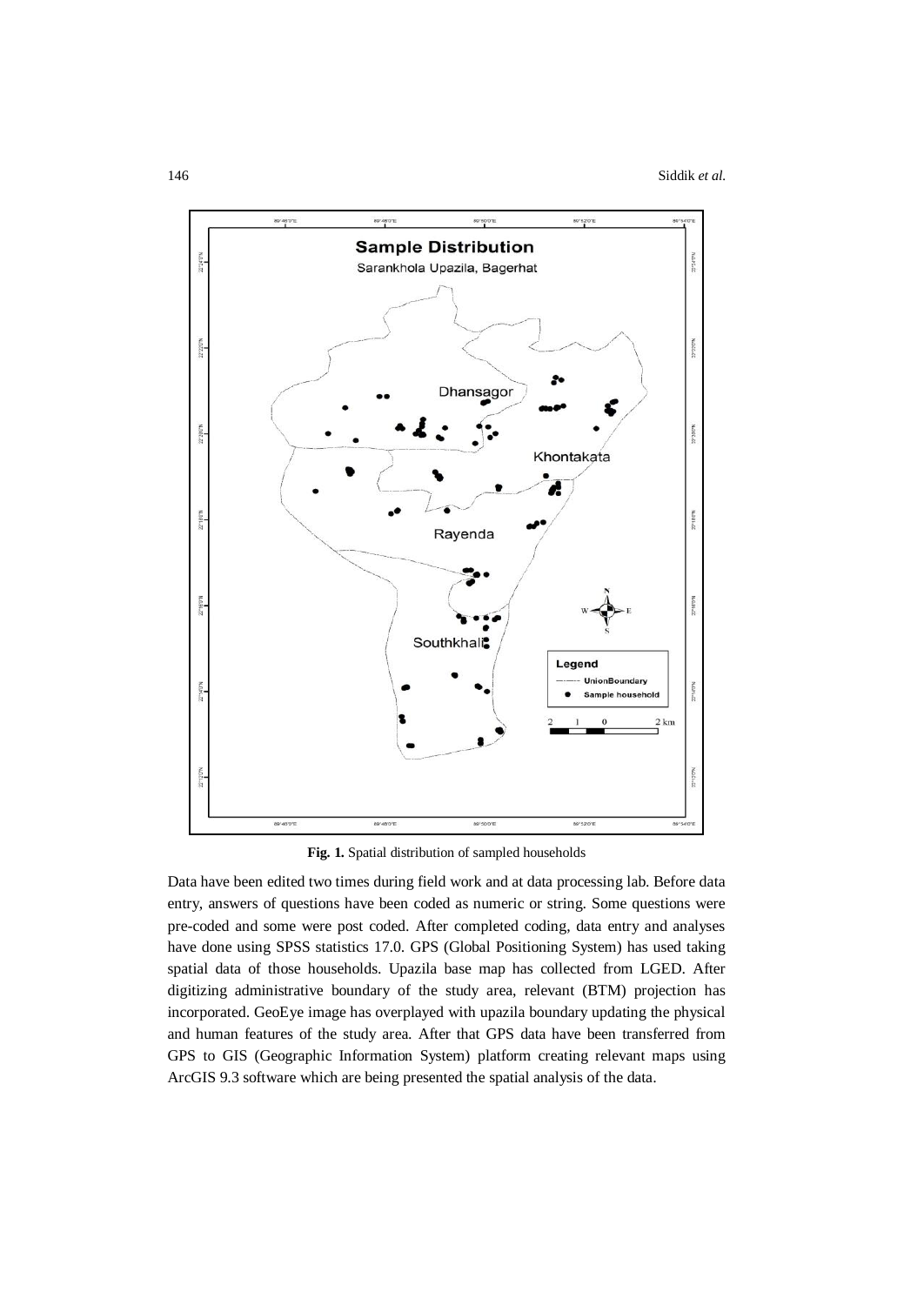**Fig. 1.** Spatial distribution of sampled households

Data have been edited two times during field work and at data processing lab. Before data entry, answers of questions have been coded as numeric or string. Some questions were pre-coded and some were post coded. After completed coding, data entry and analyses have done using SPSS statistics 17.0. GPS (Global Positioning System) has used taking spatial data of those households. Upazila base map has collected from LGED. After digitizing administrative boundary of the study area, relevant (BTM) projection has incorporated. GeoEye image has overplayed with upazila boundary updating the physical and human features of the study area. After that GPS data have been transferred from GPS to GIS (Geographic Information System) platform creating relevant maps using ArcGIS 9.3 software which are being presented the spatial analysis of the data.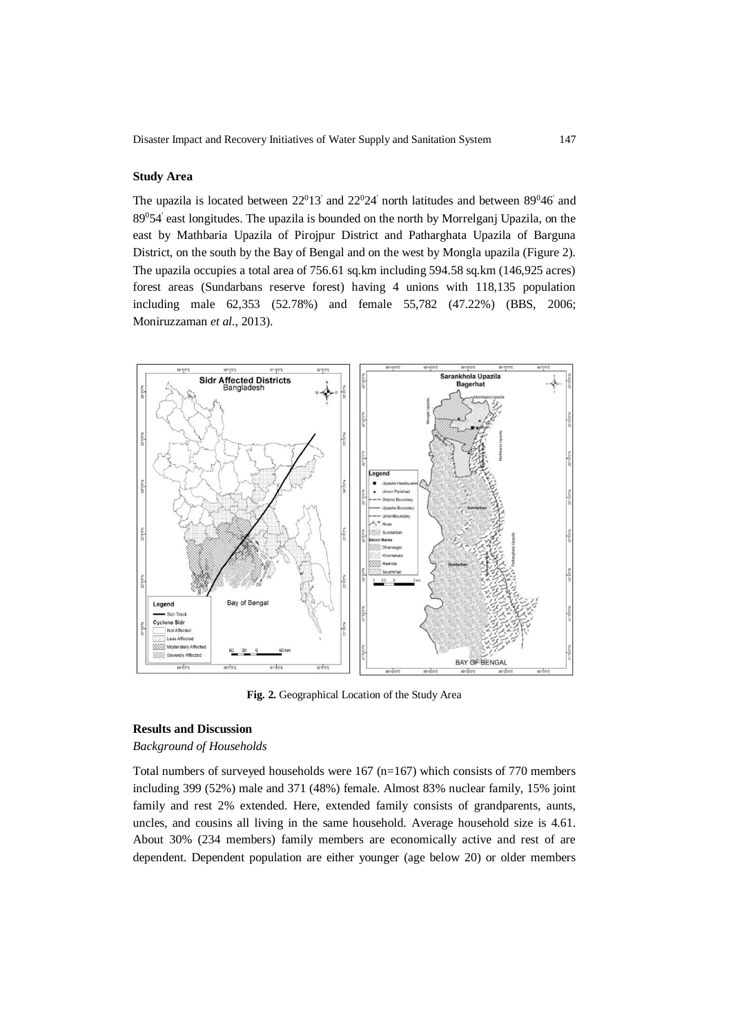### Study Area

The upazila is located between $22^0 13'$ and $22^0 24'$ north latitudes and between $89^0 46'$ and $89^0 54'$ east longitudes. The upazila is bounded on the north by Morrelganj Upazila, on the east by Mathbaria Upazila of Pirojpur District and Patharghata Upazila of Barguna District, on the south by the Bay of Bengal and on the west by Mongla upazila (Figure 2). The upazila occupies a total area of 756.61 sq.km including 594.58 sq.km (146,925 acres) forest areas (Sundarbans reserve forest) having 4 unions with 118,135 population including male 62,353 (52.78%) and female 55,782 (47.22%) (BBS, 2006; Moniruzzaman *et al.*, 2013).

**Fig. 2.** Geographical Location of the Study Area

### Results and Discussion

*Background of Households*

Total numbers of surveyed households were 167 (n=167) which consists of 770 members including 399 (52%) male and 371 (48%) female. Almost 83% nuclear family, 15% joint family and rest 2% extended. Here, extended family consists of grandparents, aunts, uncles, and cousins all living in the same household. Average household size is 4.61. About 30% (234 members) family members are economically active and rest of are dependent. Dependent population are either younger (age below 20) or older members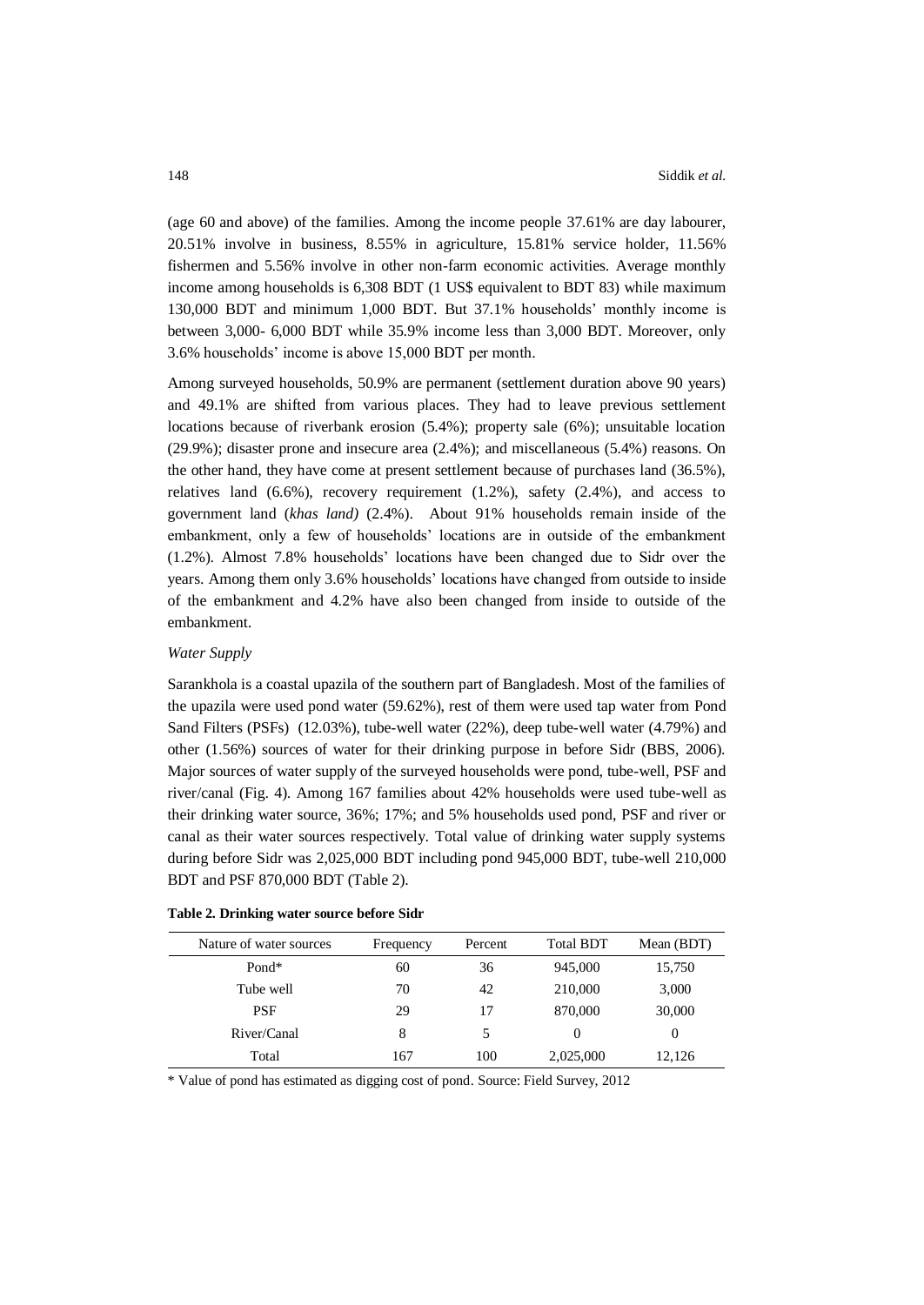(age 60 and above) of the families. Among the income people 37.61% are day labourer, 20.51% involve in business, 8.55% in agriculture, 15.81% service holder, 11.56% fishermen and 5.56% involve in other non-farm economic activities. Average monthly income among households is 6,308 BDT (1 US$ equivalent to BDT 83) while maximum 130,000 BDT and minimum 1,000 BDT. But 37.1% households' monthly income is between 3,000- 6,000 BDT while 35.9% income less than 3,000 BDT. Moreover, only 3.6% households' income is above 15,000 BDT per month.

Among surveyed households, 50.9% are permanent (settlement duration above 90 years) and 49.1% are shifted from various places. They had to leave previous settlement locations because of riverbank erosion (5.4%); property sale (6%); unsuitable location (29.9%); disaster prone and insecure area (2.4%); and miscellaneous (5.4%) reasons. On the other hand, they have come at present settlement because of purchases land (36.5%), relatives land (6.6%), recovery requirement (1.2%), safety (2.4%), and access to government land (*khas land)* (2.4%). About 91% households remain inside of the embankment, only a few of households' locations are in outside of the embankment (1.2%). Almost 7.8% households' locations have been changed due to Sidr over the years. Among them only 3.6% households' locations have changed from outside to inside of the embankment and 4.2% have also been changed from inside to outside of the embankment.

*Water Supply*

Sarankhola is a coastal upazila of the southern part of Bangladesh. Most of the families of the upazila were used pond water (59.62%), rest of them were used tap water from Pond Sand Filters (PSFs) (12.03%), tube-well water (22%), deep tube-well water (4.79%) and other (1.56%) sources of water for their drinking purpose in before Sidr (BBS, 2006). Major sources of water supply of the surveyed households were pond, tube-well, PSF and river/canal (Fig. 4). Among 167 families about 42% households were used tube-well as their drinking water source, 36%; 17%; and 5% households used pond, PSF and river or canal as their water sources respectively. Total value of drinking water supply systems during before Sidr was 2,025,000 BDT including pond 945,000 BDT, tube-well 210,000 BDT and PSF 870,000 BDT (Table 2).

**Table 2. Drinking water source before Sidr**

| Nature of water sources | Frequency | Percent | Total BDT | Mean (BDT) |
|---|---|---|---|---|
| Pond* | 60 | 36 | 945,000 | 15,750 |
| Tube well | 70 | 42 | 210,000 | 3,000 |
| PSF | 29 | 17 | 870,000 | 30,000 |
| River/Canal | 8 | 5 | 0 | 0 |
| Total | 167 | 100 | 2,025,000 | 12,126 |

\* Value of pond has estimated as digging cost of pond. Source: Field Survey, 2012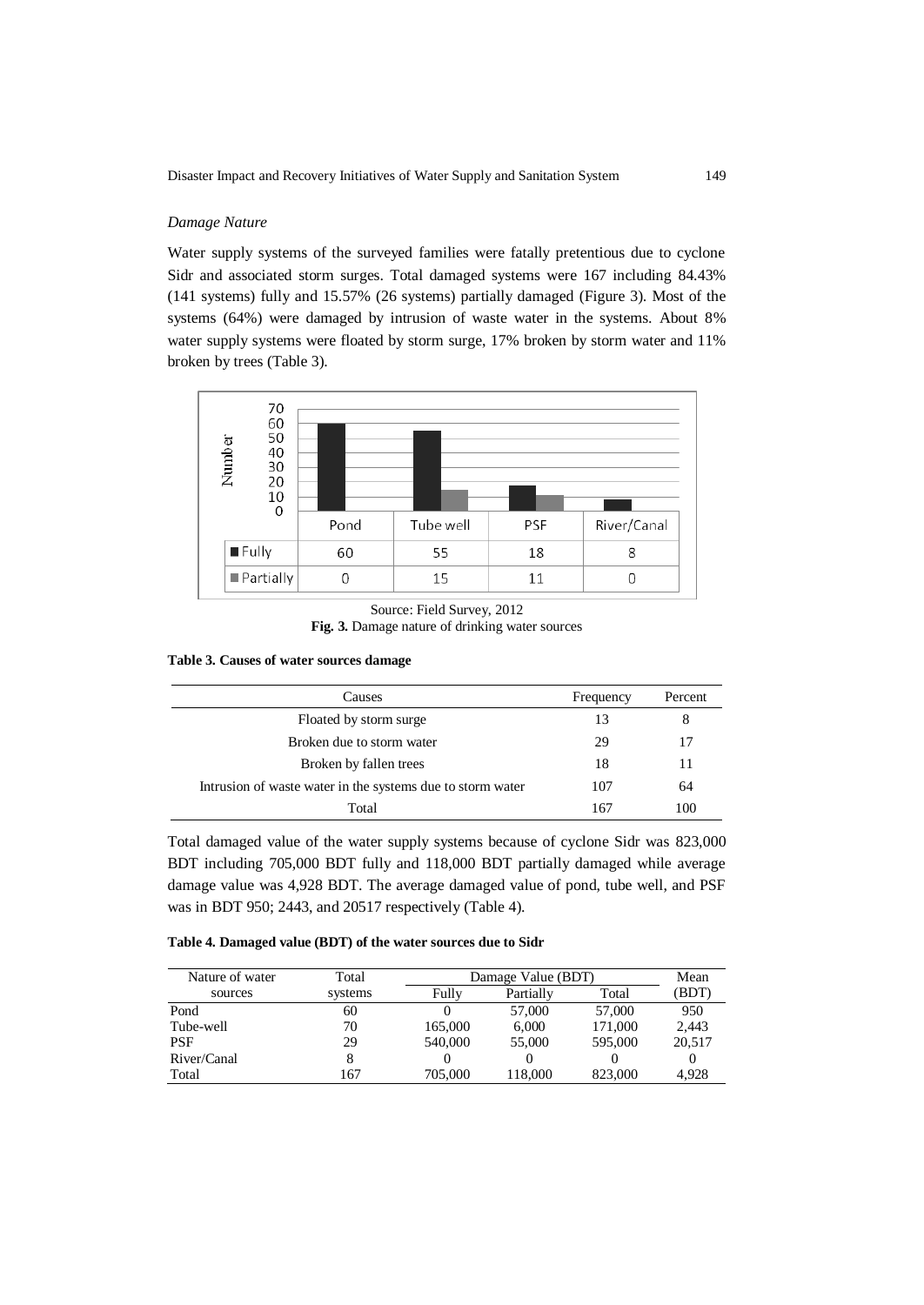*Damage Nature*

Water supply systems of the surveyed families were fatally pretentious due to cyclone Sidr and associated storm surges. Total damaged systems were 167 including 84.43% (141 systems) fully and 15.57% (26 systems) partially damaged (Figure 3). Most of the systems (64%) were damaged by intrusion of waste water in the systems. About 8% water supply systems were floated by storm surge, 17% broken by storm water and 11% broken by trees (Table 3).

| | Pond | Tube well | PSF | River/Canal |
|---|---|---|---|---|
| Fully | 60 | 55 | 18 | 8 |
| Partially | 0 | 15 | 11 | 0 |

Source: Field Survey, 2012

**Fig. 3.** Damage nature of drinking water sources

**Table 3. Causes of water sources damage**

| Causes | Frequency | Percent |
|---|---|---|
| Floated by storm surge | 13 | 8 |
| Broken due to storm water | 29 | 17 |
| Broken by fallen trees | 18 | 11 |
| Intrusion of waste water in the systems due to storm water | 107 | 64 |
| Total | 167 | 100 |

Total damaged value of the water supply systems because of cyclone Sidr was 823,000 BDT including 705,000 BDT fully and 118,000 BDT partially damaged while average damage value was 4,928 BDT. The average damaged value of pond, tube well, and PSF was in BDT 950; 2443, and 20517 respectively (Table 4).

**Table 4. Damaged value (BDT) of the water sources due to Sidr**

| Nature of water sources | Total systems | Damage Value (BDT) | | | Mean (BDT) |
|---|---|---|---|---|---|
| | | Fully | Partially | Total | |
| Pond | 60 | 0 | 57,000 | 57,000 | 950 |
| Tube-well | 70 | 165,000 | 6,000 | 171,000 | 2,443 |
| PSF | 29 | 540,000 | 55,000 | 595,000 | 20,517 |
| River/Canal | 8 | 0 | 0 | 0 | 0 |
| Total | 167 | 705,000 | 118,000 | 823,000 | 4,928 |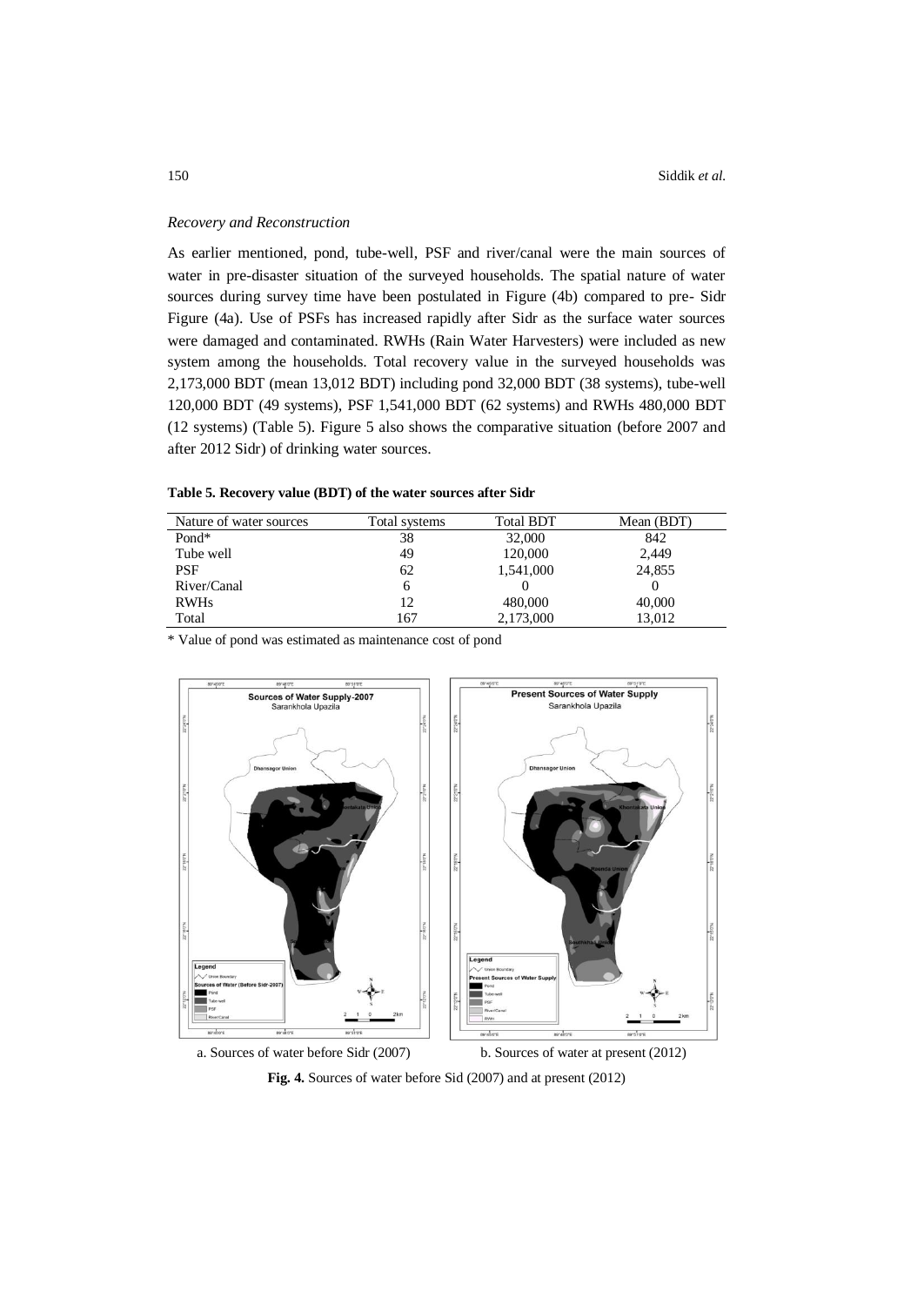*Recovery and Reconstruction*

As earlier mentioned, pond, tube-well, PSF and river/canal were the main sources of water in pre-disaster situation of the surveyed households. The spatial nature of water sources during survey time have been postulated in Figure (4b) compared to pre- Sidr Figure (4a). Use of PSFs has increased rapidly after Sidr as the surface water sources were damaged and contaminated. RWHs (Rain Water Harvesters) were included as new system among the households. Total recovery value in the surveyed households was 2,173,000 BDT (mean 13,012 BDT) including pond 32,000 BDT (38 systems), tube-well 120,000 BDT (49 systems), PSF 1,541,000 BDT (62 systems) and RWHs 480,000 BDT (12 systems) (Table 5). Figure 5 also shows the comparative situation (before 2007 and after 2012 Sidr) of drinking water sources.

**Table 5. Recovery value (BDT) of the water sources after Sidr**

| Nature of water sources | Total systems | Total BDT | Mean (BDT) |
|---|---|---|---|
| Pond* | 38 | 32,000 | 842 |
| Tube well | 49 | 120,000 | 2,449 |
| PSF | 62 | 1,541,000 | 24,855 |
| River/Canal | 6 | 0 | 0 |
| RWHs | 12 | 480,000 | 40,000 |
| Total | 167 | 2,173,000 | 13,012 |

* Value of pond was estimated as maintenance cost of pond

a. Sources of water before Sidr (2007)

b. Sources of water at present (2012)

**Fig. 4.** Sources of water before Sid (2007) and at present (2012)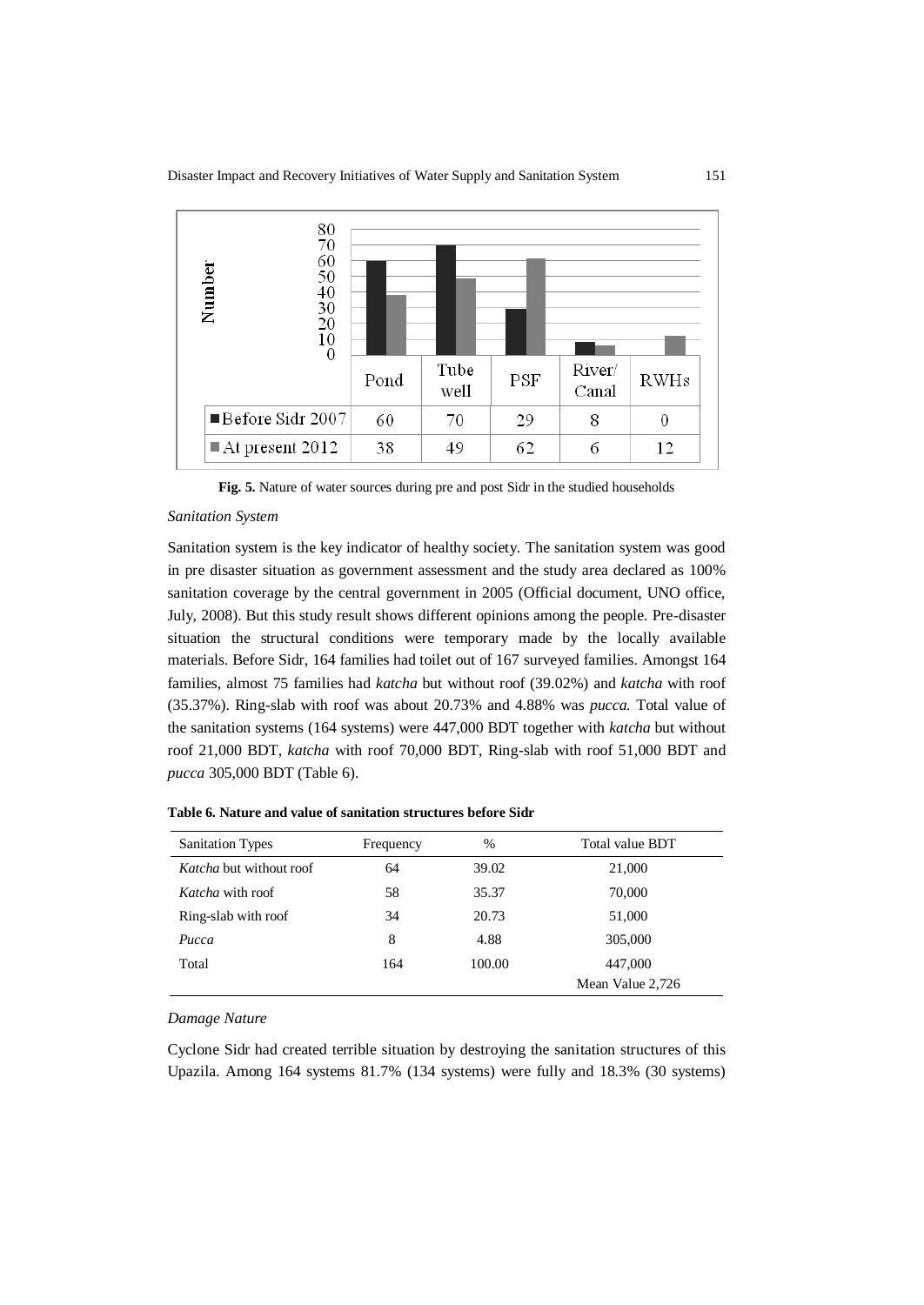| | Pond | Tube well | PSF | River/ Canal | RWHs |
|---|---|---|---|---|---|
| Before Sidr 2007 | 60 | 70 | 29 | 8 | 0 |
| At present 2012 | 38 | 49 | 62 | 6 | 12 |

**Fig. 5.** Nature of water sources during pre and post Sidr in the studied households

*Sanitation System*

Sanitation system is the key indicator of healthy society. The sanitation system was good in pre disaster situation as government assessment and the study area declared as 100% sanitation coverage by the central government in 2005 (Official document, UNO office, July, 2008). But this study result shows different opinions among the people. Pre-disaster situation the structural conditions were temporary made by the locally available materials. Before Sidr, 164 families had toilet out of 167 surveyed families. Amongst 164 families, almost 75 families had *katcha* but without roof (39.02%) and *katcha* with roof (35.37%). Ring-slab with roof was about 20.73% and 4.88% was *pucca.* Total value of the sanitation systems (164 systems) were 447,000 BDT together with *katcha* but without roof 21,000 BDT, *katcha* with roof 70,000 BDT, Ring-slab with roof 51,000 BDT and *pucca* 305,000 BDT (Table 6).

**Table 6. Nature and value of sanitation structures before Sidr**

| Sanitation Types | Frequency | % | Total value BDT |
|---|---|---|---|
| *Katcha* but without roof | 64 | 39.02 | 21,000 |
| *Katcha* with roof | 58 | 35.37 | 70,000 |
| Ring-slab with roof | 34 | 20.73 | 51,000 |
| *Pucca* | 8 | 4.88 | 305,000 |
| Total | 164 | 100.00 | 447,000 |
| | | | Mean Value 2,726 |

*Damage Nature*

Cyclone Sidr had created terrible situation by destroying the sanitation structures of this Upazila. Among 164 systems 81.7% (134 systems) were fully and 18.3% (30 systems)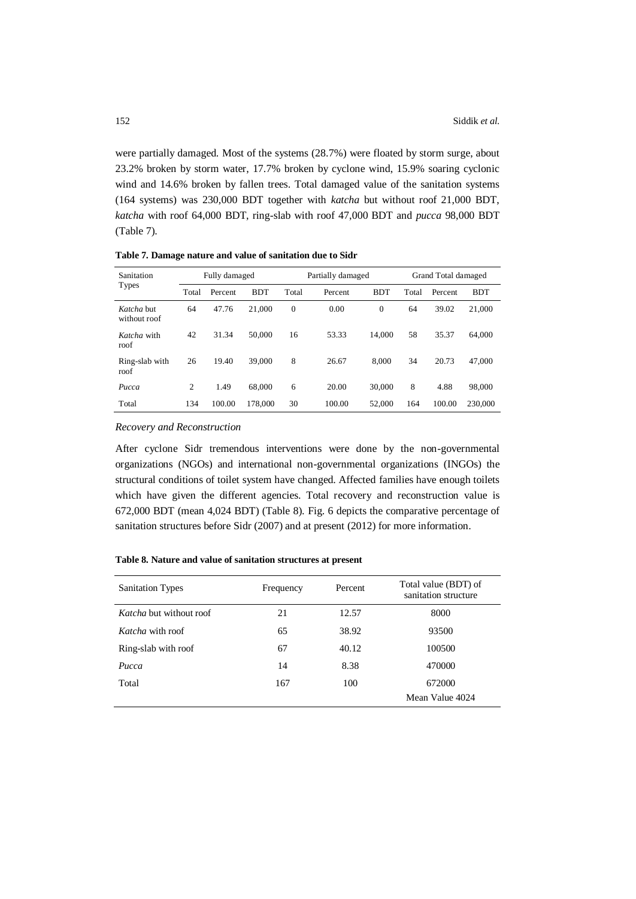were partially damaged. Most of the systems (28.7%) were floated by storm surge, about 23.2% broken by storm water, 17.7% broken by cyclone wind, 15.9% soaring cyclonic wind and 14.6% broken by fallen trees. Total damaged value of the sanitation systems (164 systems) was 230,000 BDT together with *katcha* but without roof 21,000 BDT, *katcha* with roof 64,000 BDT, ring-slab with roof 47,000 BDT and *pucca* 98,000 BDT (Table 7).

**Table 7. Damage nature and value of sanitation due to Sidr**

| Sanitation Types | Fully damaged | | | Partially damaged | | | Grand Total damaged | | |
|---|---|---|---|---|---|---|---|---|---|
| | Total | Percent | BDT | Total | Percent | BDT | Total | Percent | BDT |
| *Katcha* but without roof | 64 | 47.76 | 21,000 | 0 | 0.00 | 0 | 64 | 39.02 | 21,000 |
| *Katcha* with roof | 42 | 31.34 | 50,000 | 16 | 53.33 | 14,000 | 58 | 35.37 | 64,000 |
| Ring-slab with roof | 26 | 19.40 | 39,000 | 8 | 26.67 | 8,000 | 34 | 20.73 | 47,000 |
| *Pucca* | 2 | 1.49 | 68,000 | 6 | 20.00 | 30,000 | 8 | 4.88 | 98,000 |
| Total | 134 | 100.00 | 178,000 | 30 | 100.00 | 52,000 | 164 | 100.00 | 230,000 |

*Recovery and Reconstruction*

After cyclone Sidr tremendous interventions were done by the non-governmental organizations (NGOs) and international non-governmental organizations (INGOs) the structural conditions of toilet system have changed. Affected families have enough toilets which have given the different agencies. Total recovery and reconstruction value is 672,000 BDT (mean 4,024 BDT) (Table 8). Fig. 6 depicts the comparative percentage of sanitation structures before Sidr (2007) and at present (2012) for more information.

**Table 8. Nature and value of sanitation structures at present**

| Sanitation Types | Frequency | Percent | Total value (BDT) of sanitation structure |
|---|---|---|---|
| *Katcha* but without roof | 21 | 12.57 | 8000 |
| *Katcha* with roof | 65 | 38.92 | 93500 |
| Ring-slab with roof | 67 | 40.12 | 100500 |
| *Pucca* | 14 | 8.38 | 470000 |
| Total | 167 | 100 | 672000 |
| | | | Mean Value 4024 |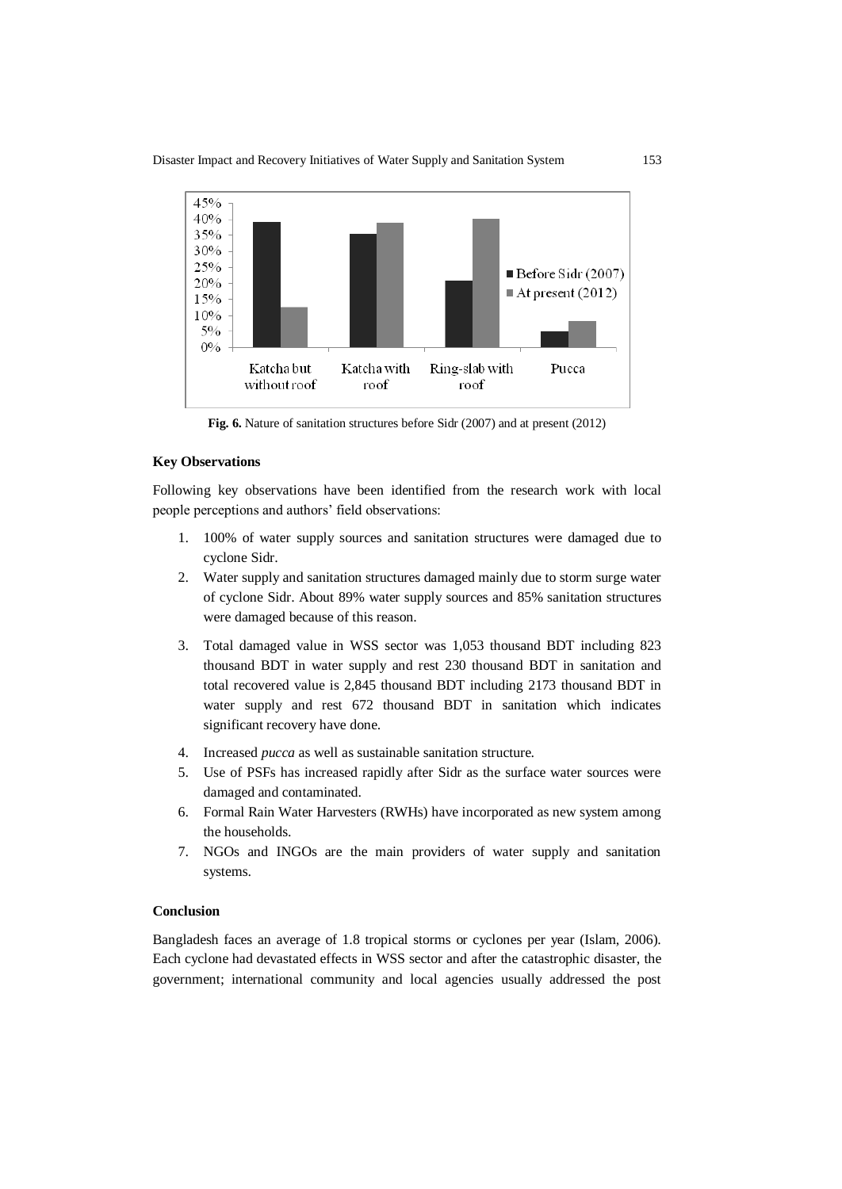**Fig. 6.** Nature of sanitation structures before Sidr (2007) and at present (2012)

### Key Observations

Following key observations have been identified from the research work with local people perceptions and authors' field observations:

1. 100% of water supply sources and sanitation structures were damaged due to cyclone Sidr.
2. Water supply and sanitation structures damaged mainly due to storm surge water of cyclone Sidr. About 89% water supply sources and 85% sanitation structures were damaged because of this reason.
3. Total damaged value in WSS sector was 1,053 thousand BDT including 823 thousand BDT in water supply and rest 230 thousand BDT in sanitation and total recovered value is 2,845 thousand BDT including 2173 thousand BDT in water supply and rest 672 thousand BDT in sanitation which indicates significant recovery have done.
4. Increased *pucca* as well as sustainable sanitation structure.
5. Use of PSFs has increased rapidly after Sidr as the surface water sources were damaged and contaminated.
6. Formal Rain Water Harvesters (RWHs) have incorporated as new system among the households.
7. NGOs and INGOs are the main providers of water supply and sanitation systems.

### Conclusion

Bangladesh faces an average of 1.8 tropical storms or cyclones per year (Islam, 2006). Each cyclone had devastated effects in WSS sector and after the catastrophic disaster, the government; international community and local agencies usually addressed the post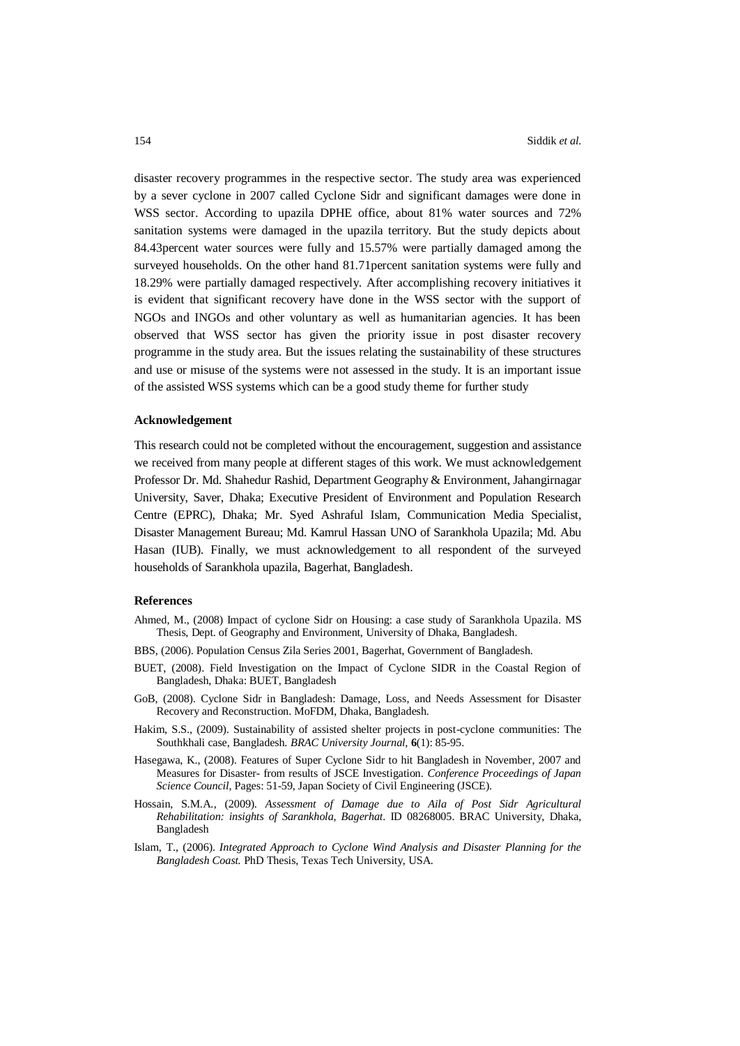disaster recovery programmes in the respective sector. The study area was experienced by a sever cyclone in 2007 called Cyclone Sidr and significant damages were done in WSS sector. According to upazila DPHE office, about 81% water sources and 72% sanitation systems were damaged in the upazila territory. But the study depicts about 84.43percent water sources were fully and 15.57% were partially damaged among the surveyed households. On the other hand 81.71percent sanitation systems were fully and 18.29% were partially damaged respectively. After accomplishing recovery initiatives it is evident that significant recovery have done in the WSS sector with the support of NGOs and INGOs and other voluntary as well as humanitarian agencies. It has been observed that WSS sector has given the priority issue in post disaster recovery programme in the study area. But the issues relating the sustainability of these structures and use or misuse of the systems were not assessed in the study. It is an important issue of the assisted WSS systems which can be a good study theme for further study

### Acknowledgement

This research could not be completed without the encouragement, suggestion and assistance we received from many people at different stages of this work. We must acknowledgement Professor Dr. Md. Shahedur Rashid, Department Geography & Environment, Jahangirnagar University, Saver, Dhaka; Executive President of Environment and Population Research Centre (EPRC), Dhaka; Mr. Syed Ashraful Islam, Communication Media Specialist, Disaster Management Bureau; Md. Kamrul Hassan UNO of Sarankhola Upazila; Md. Abu Hasan (IUB). Finally, we must acknowledgement to all respondent of the surveyed households of Sarankhola upazila, Bagerhat, Bangladesh.

### References

Ahmed, M., (2008) Impact of cyclone Sidr on Housing: a case study of Sarankhola Upazila. MS Thesis, Dept. of Geography and Environment, University of Dhaka, Bangladesh.

BBS, (2006). Population Census Zila Series 2001, Bagerhat, Government of Bangladesh.

BUET, (2008). Field Investigation on the Impact of Cyclone SIDR in the Coastal Region of Bangladesh, Dhaka: BUET, Bangladesh

GoB, (2008). Cyclone Sidr in Bangladesh: Damage, Loss, and Needs Assessment for Disaster Recovery and Reconstruction. MoFDM, Dhaka, Bangladesh.

Hakim, S.S., (2009). Sustainability of assisted shelter projects in post-cyclone communities: The Southkhali case, Bangladesh. *BRAC University Journal*, **6**(1): 85-95.

Hasegawa, K., (2008). Features of Super Cyclone Sidr to hit Bangladesh in November, 2007 and Measures for Disaster- from results of JSCE Investigation. *Conference Proceedings of Japan Science Council*, Pages: 51-59, Japan Society of Civil Engineering (JSCE).

Hossain, S.M.A., (2009). *Assessment of Damage due to Aila of Post Sidr Agricultural Rehabilitation: insights of Sarankhola, Bagerhat.* ID 08268005. BRAC University, Dhaka, Bangladesh

Islam, T., (2006). *Integrated Approach to Cyclone Wind Analysis and Disaster Planning for the Bangladesh Coast.* PhD Thesis, Texas Tech University, USA.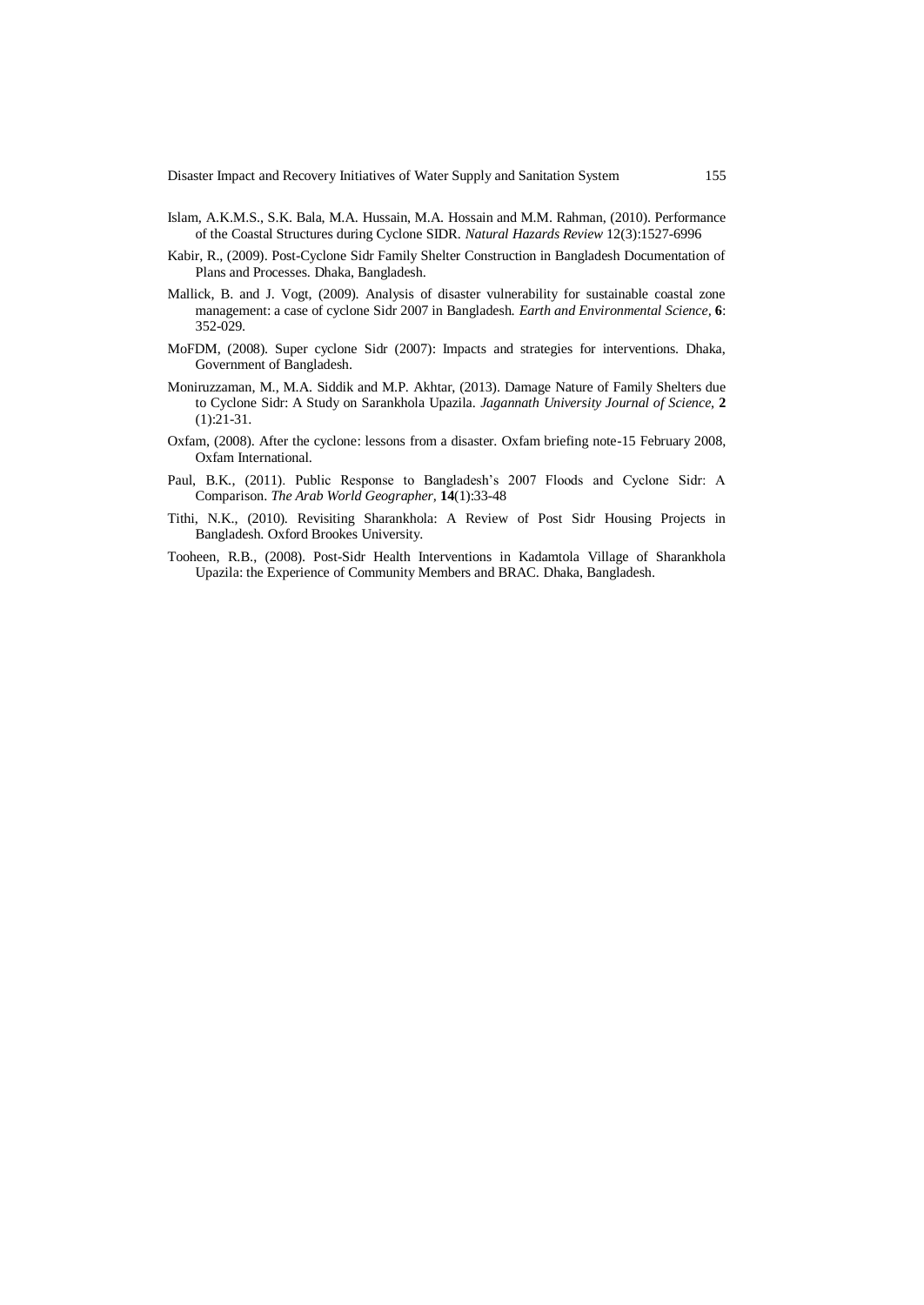Islam, A.K.M.S., S.K. Bala, M.A. Hussain, M.A. Hossain and M.M. Rahman, (2010). Performance of the Coastal Structures during Cyclone SIDR. *Natural Hazards Review* 12(3):1527-6996

Kabir, R., (2009). Post-Cyclone Sidr Family Shelter Construction in Bangladesh Documentation of Plans and Processes. Dhaka, Bangladesh.

Mallick, B. and J. Vogt, (2009). Analysis of disaster vulnerability for sustainable coastal zone management: a case of cyclone Sidr 2007 in Bangladesh. *Earth and Environmental Science*, **6**: 352-029.

MoFDM, (2008). Super cyclone Sidr (2007): Impacts and strategies for interventions. Dhaka, Government of Bangladesh.

Moniruzzaman, M., M.A. Siddik and M.P. Akhtar, (2013). Damage Nature of Family Shelters due to Cyclone Sidr: A Study on Sarankhola Upazila. *Jagannath University Journal of Science*, **2** (1):21-31.

Oxfam, (2008). After the cyclone: lessons from a disaster. Oxfam briefing note-15 February 2008, Oxfam International.

Paul, B.K., (2011). Public Response to Bangladesh's 2007 Floods and Cyclone Sidr: A Comparison. *The Arab World Geographer*, **14**(1):33-48

Tithi, N.K., (2010). Revisiting Sharankhola: A Review of Post Sidr Housing Projects in Bangladesh. Oxford Brookes University.

Tooheen, R.B., (2008). Post-Sidr Health Interventions in Kadamtola Village of Sharankhola Upazila: the Experience of Community Members and BRAC. Dhaka, Bangladesh.